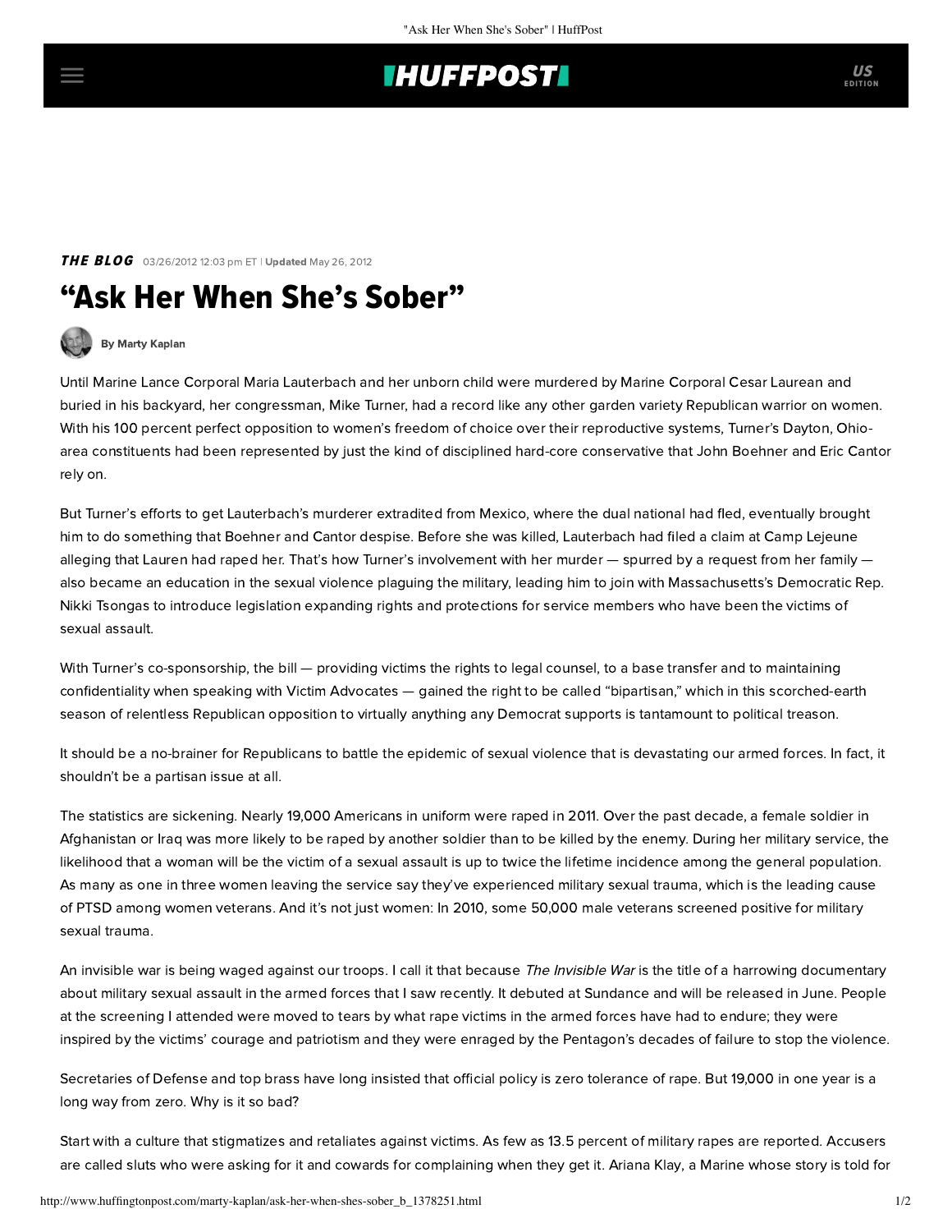**THE BLOG** 03/26/2012 12:03 pm ET | **Updated** May 26, 2012

# "Ask Her When She's Sober"

By Marty Kaplan

Until Marine Lance Corporal Maria Lauterbach and her unborn child were murdered by Marine Corporal Cesar Laurean and buried in his backyard, her congressman, Mike Turner, had a record like any other garden variety Republican warrior on women. With his 100 percent perfect opposition to women's freedom of choice over their reproductive systems, Turner's Dayton, Ohio-area constituents had been represented by just the kind of disciplined hard-core conservative that John Boehner and Eric Cantor rely on.

But Turner's efforts to get Lauterbach's murderer extradited from Mexico, where the dual national had fled, eventually brought him to do something that Boehner and Cantor despise. Before she was killed, Lauterbach had filed a claim at Camp Lejeune alleging that Lauren had raped her. That's how Turner's involvement with her murder — spurred by a request from her family — also became an education in the sexual violence plaguing the military, leading him to join with Massachusetts's Democratic Rep. Nikki Tsongas to introduce legislation expanding rights and protections for service members who have been the victims of sexual assault.

With Turner's co-sponsorship, the bill — providing victims the rights to legal counsel, to a base transfer and to maintaining confidentiality when speaking with Victim Advocates — gained the right to be called "bipartisan," which in this scorched-earth season of relentless Republican opposition to virtually anything any Democrat supports is tantamount to political treason.

It should be a no-brainer for Republicans to battle the epidemic of sexual violence that is devastating our armed forces. In fact, it shouldn't be a partisan issue at all.

The statistics are sickening. Nearly 19,000 Americans in uniform were raped in 2011. Over the past decade, a female soldier in Afghanistan or Iraq was more likely to be raped by another soldier than to be killed by the enemy. During her military service, the likelihood that a woman will be the victim of a sexual assault is up to twice the lifetime incidence among the general population. As many as one in three women leaving the service say they've experienced military sexual trauma, which is the leading cause of PTSD among women veterans. And it's not just women: In 2010, some 50,000 male veterans screened positive for military sexual trauma.

An invisible war is being waged against our troops. I call it that because *The Invisible War* is the title of a harrowing documentary about military sexual assault in the armed forces that I saw recently. It debuted at Sundance and will be released in June. People at the screening I attended were moved to tears by what rape victims in the armed forces have had to endure; they were inspired by the victims' courage and patriotism and they were enraged by the Pentagon's decades of failure to stop the violence.

Secretaries of Defense and top brass have long insisted that official policy is zero tolerance of rape. But 19,000 in one year is a long way from zero. Why is it so bad?

Start with a culture that stigmatizes and retaliates against victims. As few as 13.5 percent of military rapes are reported. Accusers are called sluts who were asking for it and cowards for complaining when they get it. Ariana Klay, a Marine whose story is told for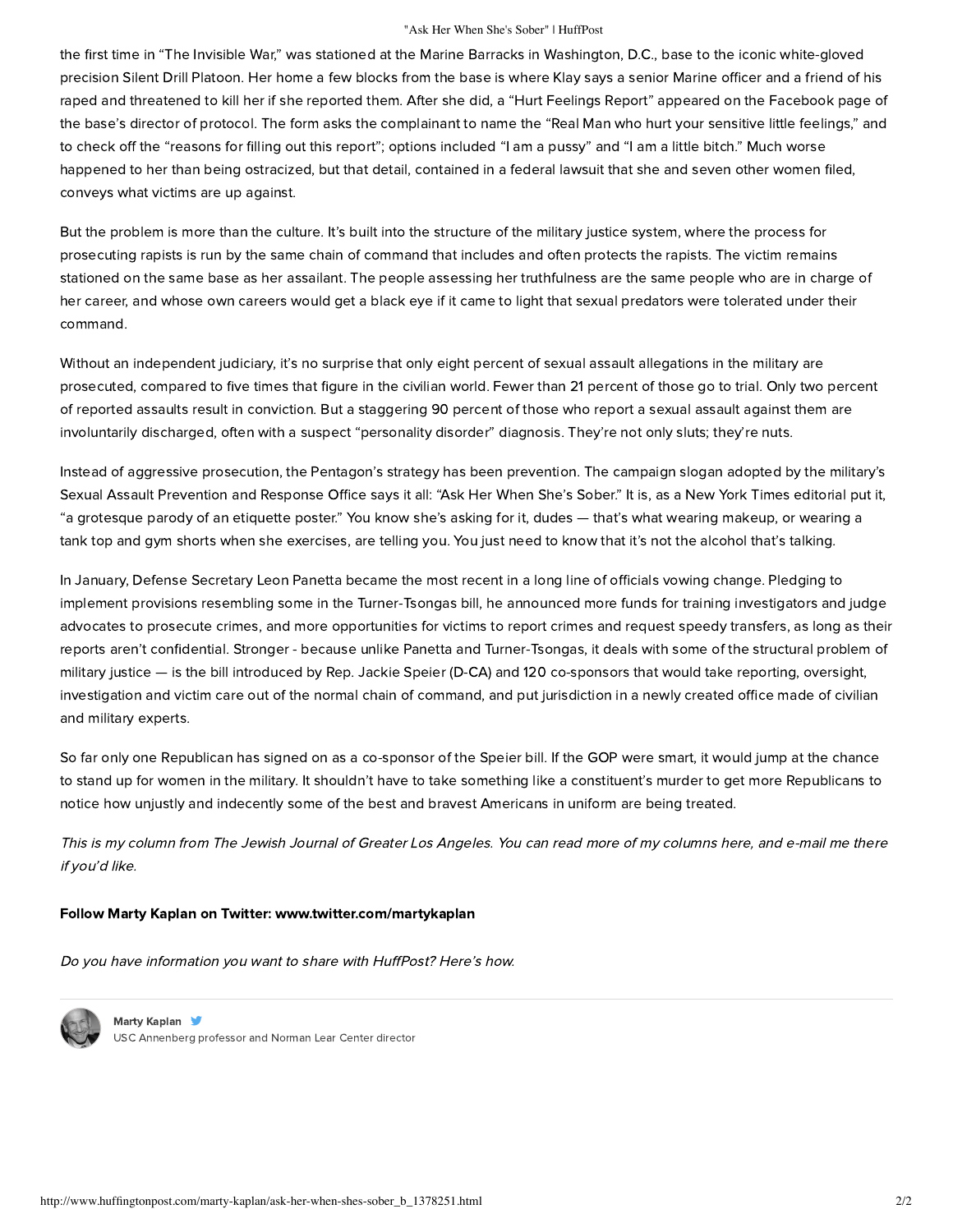the first time in “The Invisible War,” was stationed at the Marine Barracks in Washington, D.C., base to the iconic white-gloved precision Silent Drill Platoon. Her home a few blocks from the base is where Klay says a senior Marine officer and a friend of his raped and threatened to kill her if she reported them. After she did, a “Hurt Feelings Report” appeared on the Facebook page of the base’s director of protocol. The form asks the complainant to name the “Real Man who hurt your sensitive little feelings,” and to check off the “reasons for filling out this report”; options included “I am a pussy” and “I am a little bitch.” Much worse happened to her than being ostracized, but that detail, contained in a federal lawsuit that she and seven other women filed, conveys what victims are up against.

But the problem is more than the culture. It’s built into the structure of the military justice system, where the process for prosecuting rapists is run by the same chain of command that includes and often protects the rapists. The victim remains stationed on the same base as her assailant. The people assessing her truthfulness are the same people who are in charge of her career, and whose own careers would get a black eye if it came to light that sexual predators were tolerated under their command.

Without an independent judiciary, it’s no surprise that only eight percent of sexual assault allegations in the military are prosecuted, compared to five times that figure in the civilian world. Fewer than 21 percent of those go to trial. Only two percent of reported assaults result in conviction. But a staggering 90 percent of those who report a sexual assault against them are involuntarily discharged, often with a suspect “personality disorder” diagnosis. They’re not only sluts; they’re nuts.

Instead of aggressive prosecution, the Pentagon’s strategy has been prevention. The campaign slogan adopted by the military’s Sexual Assault Prevention and Response Office says it all: “Ask Her When She’s Sober.” It is, as a New York Times editorial put it, “a grotesque parody of an etiquette poster.” You know she’s asking for it, dudes — that’s what wearing makeup, or wearing a tank top and gym shorts when she exercises, are telling you. You just need to know that it’s not the alcohol that’s talking.

In January, Defense Secretary Leon Panetta became the most recent in a long line of officials vowing change. Pledging to implement provisions resembling some in the Turner-Tsongas bill, he announced more funds for training investigators and judge advocates to prosecute crimes, and more opportunities for victims to report crimes and request speedy transfers, as long as their reports aren’t confidential. Stronger - because unlike Panetta and Turner-Tsongas, it deals with some of the structural problem of military justice — is the bill introduced by Rep. Jackie Speier (D-CA) and 120 co-sponsors that would take reporting, oversight, investigation and victim care out of the normal chain of command, and put jurisdiction in a newly created office made of civilian and military experts.

So far only one Republican has signed on as a co-sponsor of the Speier bill. If the GOP were smart, it would jump at the chance to stand up for women in the military. It shouldn’t have to take something like a constituent’s murder to get more Republicans to notice how unjustly and indecently some of the best and bravest Americans in uniform are being treated.

*This is my column from The Jewish Journal of Greater Los Angeles. You can read more of my columns here, and e-mail me there if you’d like.*

**Follow Marty Kaplan on Twitter: www.twitter.com/martykaplan**

*Do you have information you want to share with HuffPost? Here’s how.*

Marty Kaplan
USC Annenberg professor and Norman Lear Center director